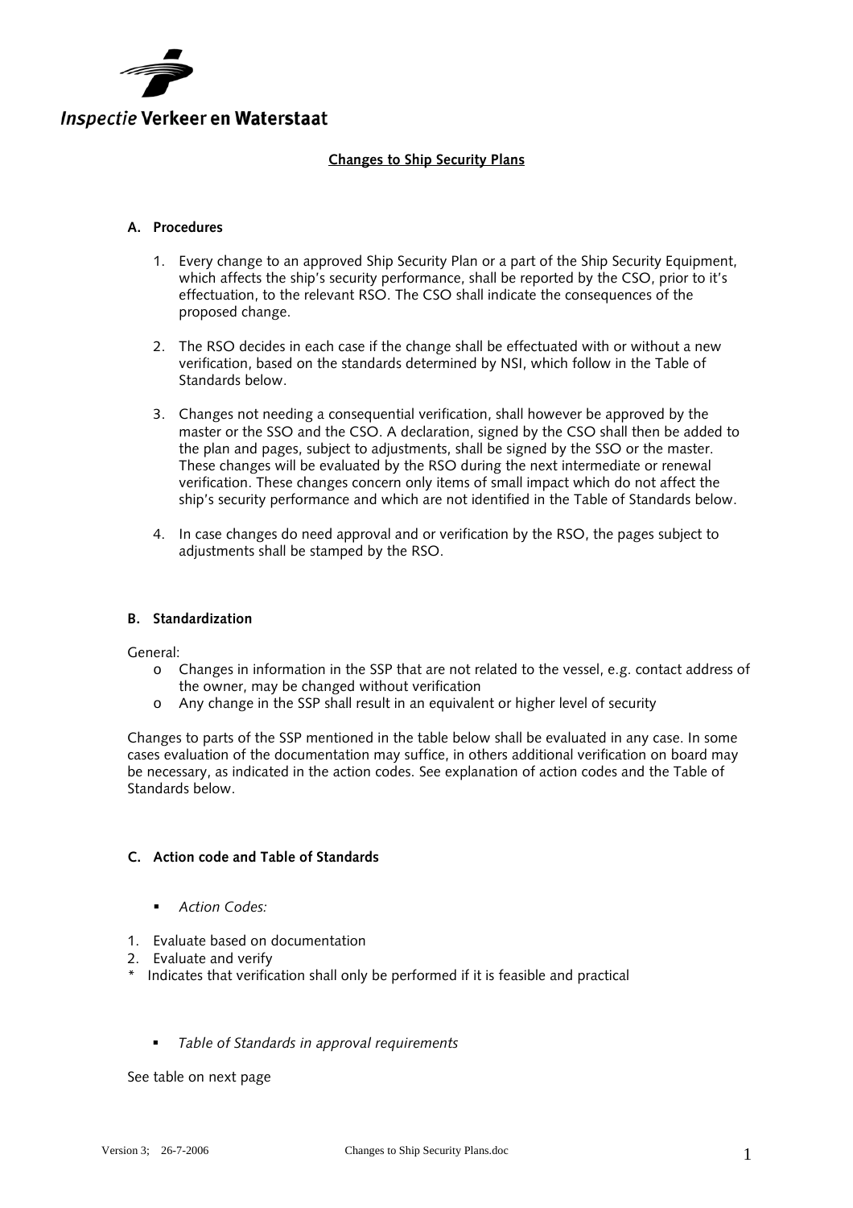Inspectie Verkeer en Waterstaat

## Changes to Ship Security Plans

### A. Procedures

1. Every change to an approved Ship Security Plan or a part of the Ship Security Equipment, which affects the ship's security performance, shall be reported by the CSO, prior to it's effectuation, to the relevant RSO. The CSO shall indicate the consequences of the proposed change.

2. The RSO decides in each case if the change shall be effectuated with or without a new verification, based on the standards determined by NSI, which follow in the Table of Standards below.

3. Changes not needing a consequential verification, shall however be approved by the master or the SSO and the CSO. A declaration, signed by the CSO shall then be added to the plan and pages, subject to adjustments, shall be signed by the SSO or the master. These changes will be evaluated by the RSO during the next intermediate or renewal verification. These changes concern only items of small impact which do not affect the ship's security performance and which are not identified in the Table of Standards below.

4. In case changes do need approval and or verification by the RSO, the pages subject to adjustments shall be stamped by the RSO.

### B. Standardization

General:

- Changes in information in the SSP that are not related to the vessel, e.g. contact address of the owner, may be changed without verification
- Any change in the SSP shall result in an equivalent or higher level of security

Changes to parts of the SSP mentioned in the table below shall be evaluated in any case. In some cases evaluation of the documentation may suffice, in others additional verification on board may be necessary, as indicated in the action codes. See explanation of action codes and the Table of Standards below.

### C. Action code and Table of Standards

- *Action Codes:*

1. Evaluate based on documentation
2. Evaluate and verify

\* Indicates that verification shall only be performed if it is feasible and practical

- *Table of Standards in approval requirements*

See table on next page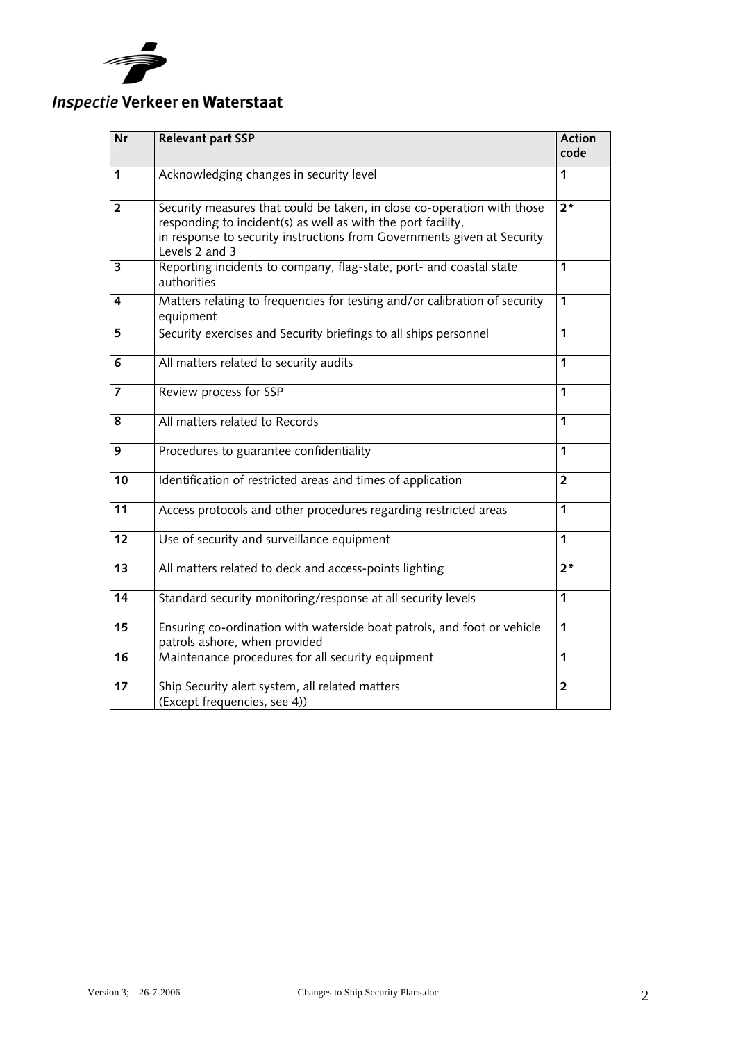*Inspectie* **Verkeer en Waterstaat**

| Nr | Relevant part SSP | Action code |
|---|---|---|
| 1 | Acknowledging changes in security level | 1 |
| 2 | Security measures that could be taken, in close co-operation with those responding to incident(s) as well as with the port facility, in response to security instructions from Governments given at Security Levels 2 and 3 | 2* |
| 3 | Reporting incidents to company, flag-state, port- and coastal state authorities | 1 |
| 4 | Matters relating to frequencies for testing and/or calibration of security equipment | 1 |
| 5 | Security exercises and Security briefings to all ships personnel | 1 |
| 6 | All matters related to security audits | 1 |
| 7 | Review process for SSP | 1 |
| 8 | All matters related to Records | 1 |
| 9 | Procedures to guarantee confidentiality | 1 |
| 10 | Identification of restricted areas and times of application | 2 |
| 11 | Access protocols and other procedures regarding restricted areas | 1 |
| 12 | Use of security and surveillance equipment | 1 |
| 13 | All matters related to deck and access-points lighting | 2* |
| 14 | Standard security monitoring/response at all security levels | 1 |
| 15 | Ensuring co-ordination with waterside boat patrols, and foot or vehicle patrols ashore, when provided | 1 |
| 16 | Maintenance procedures for all security equipment | 1 |
| 17 | Ship Security alert system, all related matters (Except frequencies, see 4)) | 2 |